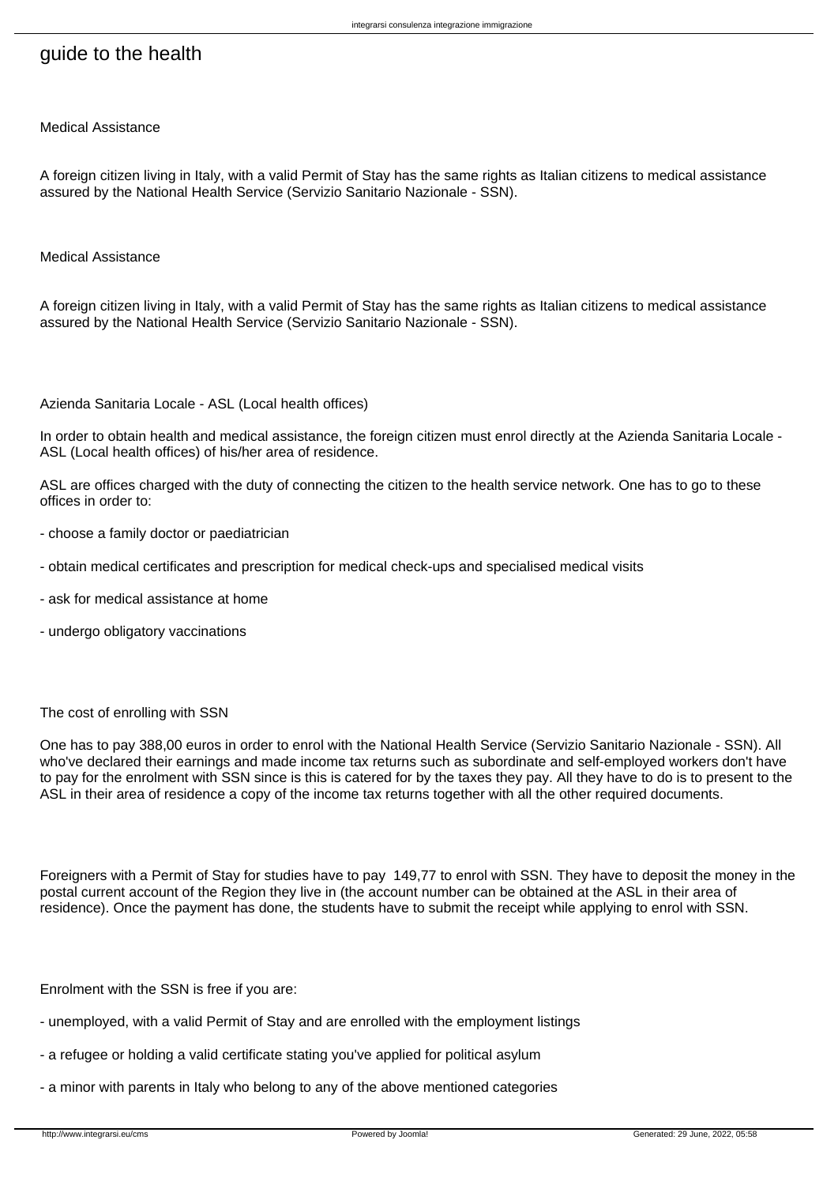# guide to the health

Medical Assistance

A foreign citizen living in Italy, with a valid Permit of Stay has the same rights as Italian citizens to medical assistance assured by the National Health Service (Servizio Sanitario Nazionale - SSN).

Medical Assistance

A foreign citizen living in Italy, with a valid Permit of Stay has the same rights as Italian citizens to medical assistance assured by the National Health Service (Servizio Sanitario Nazionale - SSN).

Azienda Sanitaria Locale - ASL (Local health offices)

In order to obtain health and medical assistance, the foreign citizen must enrol directly at the Azienda Sanitaria Locale - ASL (Local health offices) of his/her area of residence.

ASL are offices charged with the duty of connecting the citizen to the health service network. One has to go to these offices in order to:

- choose a family doctor or paediatrician
- obtain medical certificates and prescription for medical check-ups and specialised medical visits
- ask for medical assistance at home
- undergo obligatory vaccinations

The cost of enrolling with SSN

One has to pay 388,00 euros in order to enrol with the National Health Service (Servizio Sanitario Nazionale - SSN). All who've declared their earnings and made income tax returns such as subordinate and self-employed workers don't have to pay for the enrolment with SSN since is this is catered for by the taxes they pay. All they have to do is to present to the ASL in their area of residence a copy of the income tax returns together with all the other required documents.

Foreigners with a Permit of Stay for studies have to pay  149,77 to enrol with SSN. They have to deposit the money in the postal current account of the Region they live in (the account number can be obtained at the ASL in their area of residence). Once the payment has done, the students have to submit the receipt while applying to enrol with SSN.

Enrolment with the SSN is free if you are:

- unemployed, with a valid Permit of Stay and are enrolled with the employment listings
- a refugee or holding a valid certificate stating you've applied for political asylum
- a minor with parents in Italy who belong to any of the above mentioned categories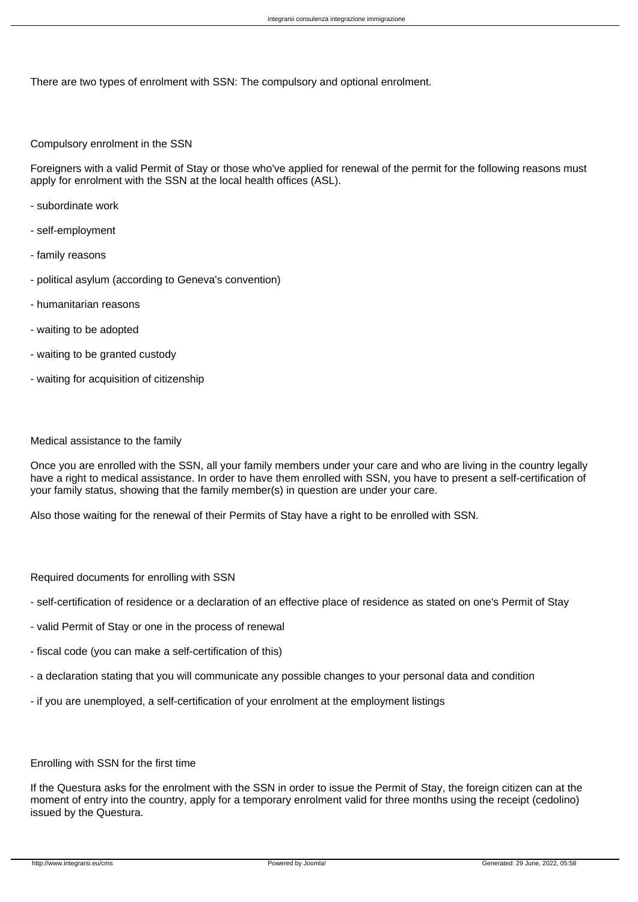There are two types of enrolment with SSN: The compulsory and optional enrolment.

## Compulsory enrolment in the SSN

Foreigners with a valid Permit of Stay or those who've applied for renewal of the permit for the following reasons must apply for enrolment with the SSN at the local health offices (ASL).

- subordinate work
- self-employment
- family reasons
- political asylum (according to Geneva's convention)
- humanitarian reasons
- waiting to be adopted
- waiting to be granted custody
- waiting for acquisition of citizenship

## Medical assistance to the family

Once you are enrolled with the SSN, all your family members under your care and who are living in the country legally have a right to medical assistance. In order to have them enrolled with SSN, you have to present a self-certification of your family status, showing that the family member(s) in question are under your care.

Also those waiting for the renewal of their Permits of Stay have a right to be enrolled with SSN.

## Required documents for enrolling with SSN

- self-certification of residence or a declaration of an effective place of residence as stated on one's Permit of Stay
- valid Permit of Stay or one in the process of renewal
- fiscal code (you can make a self-certification of this)
- a declaration stating that you will communicate any possible changes to your personal data and condition
- if you are unemployed, a self-certification of your enrolment at the employment listings

## Enrolling with SSN for the first time

If the Questura asks for the enrolment with the SSN in order to issue the Permit of Stay, the foreign citizen can at the moment of entry into the country, apply for a temporary enrolment valid for three months using the receipt (cedolino) issued by the Questura.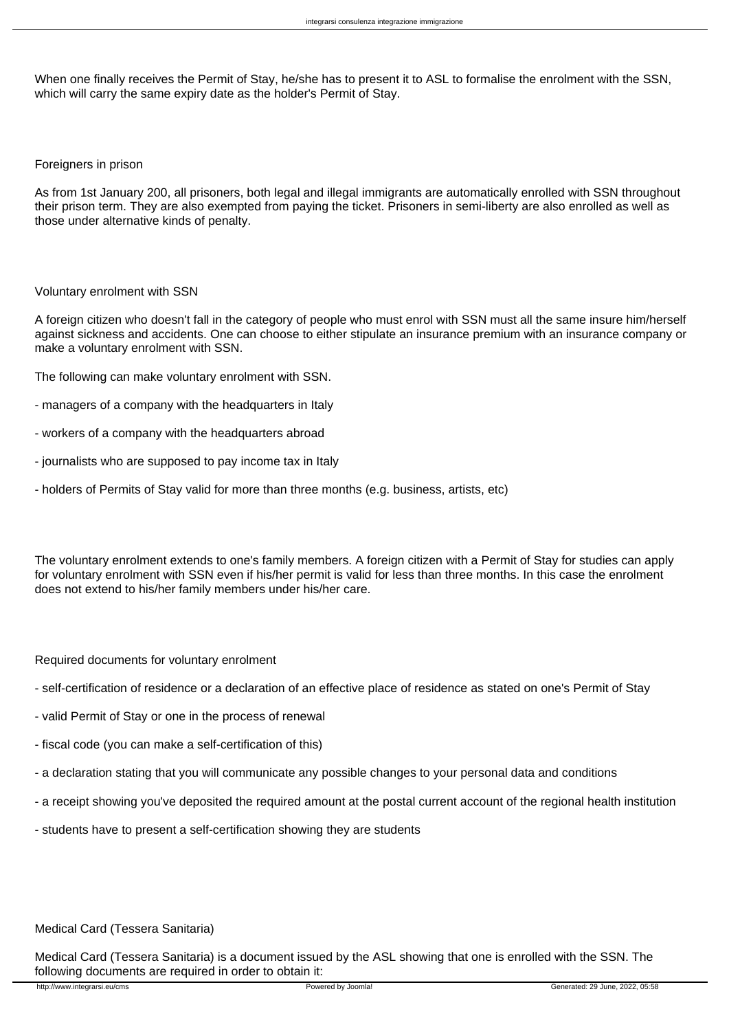When one finally receives the Permit of Stay, he/she has to present it to ASL to formalise the enrolment with the SSN, which will carry the same expiry date as the holder's Permit of Stay.

## Foreigners in prison

As from 1st January 200, all prisoners, both legal and illegal immigrants are automatically enrolled with SSN throughout their prison term. They are also exempted from paying the ticket. Prisoners in semi-liberty are also enrolled as well as those under alternative kinds of penalty.

## Voluntary enrolment with SSN

A foreign citizen who doesn't fall in the category of people who must enrol with SSN must all the same insure him/herself against sickness and accidents. One can choose to either stipulate an insurance premium with an insurance company or make a voluntary enrolment with SSN.

The following can make voluntary enrolment with SSN.

- managers of a company with the headquarters in Italy
- workers of a company with the headquarters abroad
- journalists who are supposed to pay income tax in Italy
- holders of Permits of Stay valid for more than three months (e.g. business, artists, etc)

The voluntary enrolment extends to one's family members. A foreign citizen with a Permit of Stay for studies can apply for voluntary enrolment with SSN even if his/her permit is valid for less than three months. In this case the enrolment does not extend to his/her family members under his/her care.

## Required documents for voluntary enrolment

- self-certification of residence or a declaration of an effective place of residence as stated on one's Permit of Stay
- valid Permit of Stay or one in the process of renewal
- fiscal code (you can make a self-certification of this)
- a declaration stating that you will communicate any possible changes to your personal data and conditions
- a receipt showing you've deposited the required amount at the postal current account of the regional health institution
- students have to present a self-certification showing they are students

## Medical Card (Tessera Sanitaria)

Medical Card (Tessera Sanitaria) is a document issued by the ASL showing that one is enrolled with the SSN. The following documents are required in order to obtain it: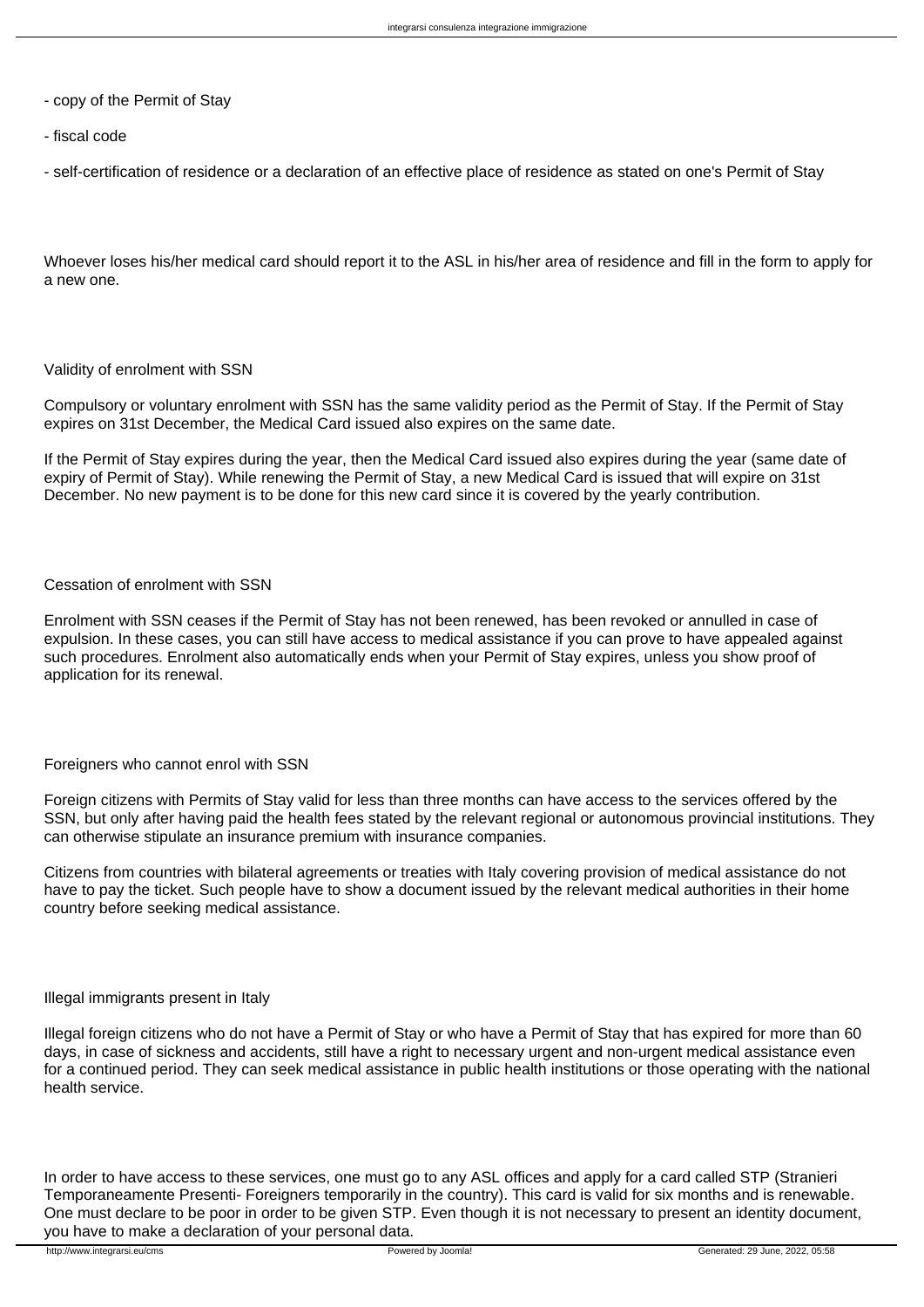- copy of the Permit of Stay

- fiscal code

- self-certification of residence or a declaration of an effective place of residence as stated on one's Permit of Stay

Whoever loses his/her medical card should report it to the ASL in his/her area of residence and fill in the form to apply for a new one.

### Validity of enrolment with SSN

Compulsory or voluntary enrolment with SSN has the same validity period as the Permit of Stay. If the Permit of Stay expires on 31st December, the Medical Card issued also expires on the same date.

If the Permit of Stay expires during the year, then the Medical Card issued also expires during the year (same date of expiry of Permit of Stay). While renewing the Permit of Stay, a new Medical Card is issued that will expire on 31st December. No new payment is to be done for this new card since it is covered by the yearly contribution.

### Cessation of enrolment with SSN

Enrolment with SSN ceases if the Permit of Stay has not been renewed, has been revoked or annulled in case of expulsion. In these cases, you can still have access to medical assistance if you can prove to have appealed against such procedures. Enrolment also automatically ends when your Permit of Stay expires, unless you show proof of application for its renewal.

### Foreigners who cannot enrol with SSN

Foreign citizens with Permits of Stay valid for less than three months can have access to the services offered by the SSN, but only after having paid the health fees stated by the relevant regional or autonomous provincial institutions. They can otherwise stipulate an insurance premium with insurance companies.

Citizens from countries with bilateral agreements or treaties with Italy covering provision of medical assistance do not have to pay the ticket. Such people have to show a document issued by the relevant medical authorities in their home country before seeking medical assistance.

### Illegal immigrants present in Italy

Illegal foreign citizens who do not have a Permit of Stay or who have a Permit of Stay that has expired for more than 60 days, in case of sickness and accidents, still have a right to necessary urgent and non-urgent medical assistance even for a continued period. They can seek medical assistance in public health institutions or those operating with the national health service.

In order to have access to these services, one must go to any ASL offices and apply for a card called STP (Stranieri Temporaneamente Presenti- Foreigners temporarily in the country). This card is valid for six months and is renewable. One must declare to be poor in order to be given STP. Even though it is not necessary to present an identity document, you have to make a declaration of your personal data.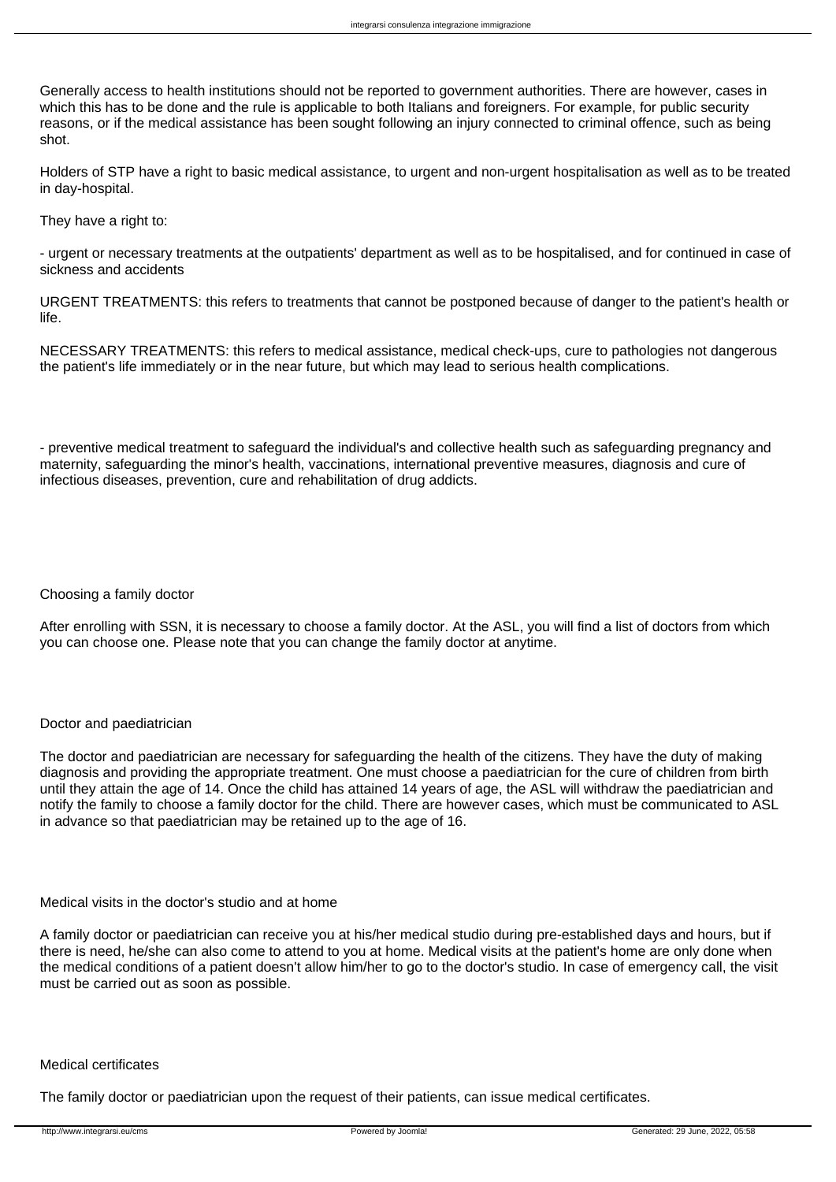Generally access to health institutions should not be reported to government authorities. There are however, cases in which this has to be done and the rule is applicable to both Italians and foreigners. For example, for public security reasons, or if the medical assistance has been sought following an injury connected to criminal offence, such as being shot.

Holders of STP have a right to basic medical assistance, to urgent and non-urgent hospitalisation as well as to be treated in day-hospital.

They have a right to:

- urgent or necessary treatments at the outpatients' department as well as to be hospitalised, and for continued in case of sickness and accidents

URGENT TREATMENTS: this refers to treatments that cannot be postponed because of danger to the patient's health or life.

NECESSARY TREATMENTS: this refers to medical assistance, medical check-ups, cure to pathologies not dangerous the patient's life immediately or in the near future, but which may lead to serious health complications.

- preventive medical treatment to safeguard the individual's and collective health such as safeguarding pregnancy and maternity, safeguarding the minor's health, vaccinations, international preventive measures, diagnosis and cure of infectious diseases, prevention, cure and rehabilitation of drug addicts.

## Choosing a family doctor

After enrolling with SSN, it is necessary to choose a family doctor. At the ASL, you will find a list of doctors from which you can choose one. Please note that you can change the family doctor at anytime.

## Doctor and paediatrician

The doctor and paediatrician are necessary for safeguarding the health of the citizens. They have the duty of making diagnosis and providing the appropriate treatment. One must choose a paediatrician for the cure of children from birth until they attain the age of 14. Once the child has attained 14 years of age, the ASL will withdraw the paediatrician and notify the family to choose a family doctor for the child. There are however cases, which must be communicated to ASL in advance so that paediatrician may be retained up to the age of 16.

## Medical visits in the doctor's studio and at home

A family doctor or paediatrician can receive you at his/her medical studio during pre-established days and hours, but if there is need, he/she can also come to attend to you at home. Medical visits at the patient's home are only done when the medical conditions of a patient doesn't allow him/her to go to the doctor's studio. In case of emergency call, the visit must be carried out as soon as possible.

## Medical certificates

The family doctor or paediatrician upon the request of their patients, can issue medical certificates.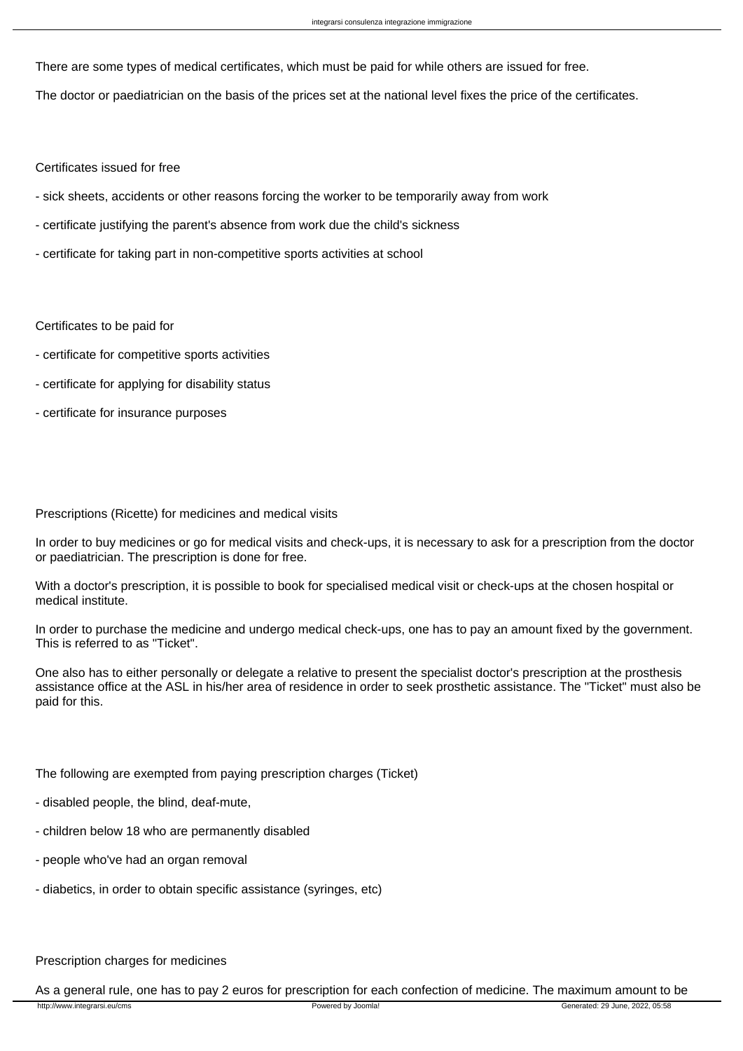There are some types of medical certificates, which must be paid for while others are issued for free.

The doctor or paediatrician on the basis of the prices set at the national level fixes the price of the certificates.

Certificates issued for free

- sick sheets, accidents or other reasons forcing the worker to be temporarily away from work
- certificate justifying the parent's absence from work due the child's sickness
- certificate for taking part in non-competitive sports activities at school

Certificates to be paid for

- certificate for competitive sports activities
- certificate for applying for disability status
- certificate for insurance purposes

Prescriptions (Ricette) for medicines and medical visits

In order to buy medicines or go for medical visits and check-ups, it is necessary to ask for a prescription from the doctor or paediatrician. The prescription is done for free.

With a doctor's prescription, it is possible to book for specialised medical visit or check-ups at the chosen hospital or medical institute.

In order to purchase the medicine and undergo medical check-ups, one has to pay an amount fixed by the government. This is referred to as "Ticket".

One also has to either personally or delegate a relative to present the specialist doctor's prescription at the prosthesis assistance office at the ASL in his/her area of residence in order to seek prosthetic assistance. The "Ticket" must also be paid for this.

The following are exempted from paying prescription charges (Ticket)

- disabled people, the blind, deaf-mute,
- children below 18 who are permanently disabled
- people who've had an organ removal
- diabetics, in order to obtain specific assistance (syringes, etc)

Prescription charges for medicines

As a general rule, one has to pay 2 euros for prescription for each confection of medicine. The maximum amount to be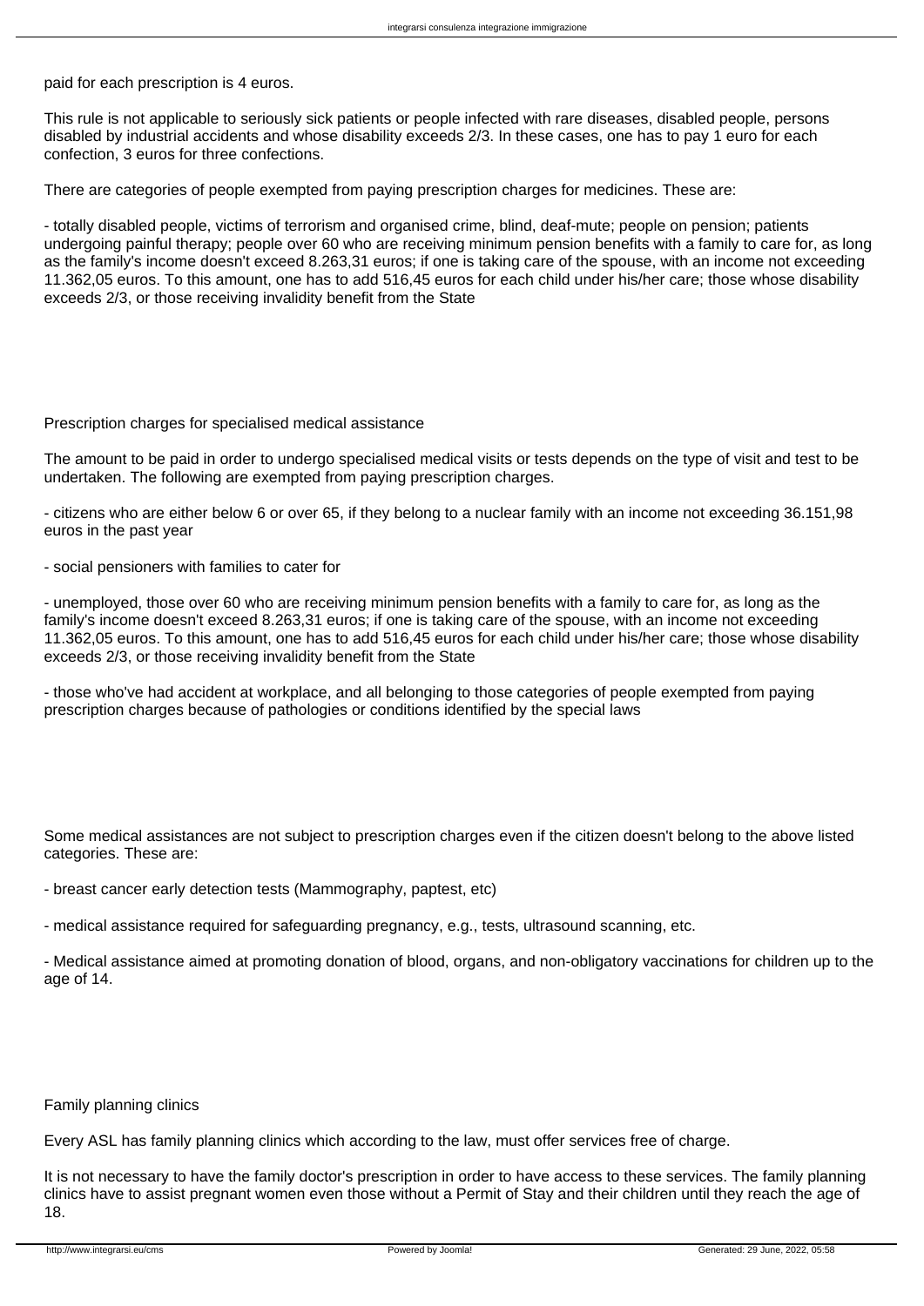paid for each prescription is 4 euros.

This rule is not applicable to seriously sick patients or people infected with rare diseases, disabled people, persons disabled by industrial accidents and whose disability exceeds 2/3. In these cases, one has to pay 1 euro for each confection, 3 euros for three confections.

There are categories of people exempted from paying prescription charges for medicines. These are:

- totally disabled people, victims of terrorism and organised crime, blind, deaf-mute; people on pension; patients undergoing painful therapy; people over 60 who are receiving minimum pension benefits with a family to care for, as long as the family's income doesn't exceed 8.263,31 euros; if one is taking care of the spouse, with an income not exceeding 11.362,05 euros. To this amount, one has to add 516,45 euros for each child under his/her care; those whose disability exceeds 2/3, or those receiving invalidity benefit from the State

## Prescription charges for specialised medical assistance

The amount to be paid in order to undergo specialised medical visits or tests depends on the type of visit and test to be undertaken. The following are exempted from paying prescription charges.

- citizens who are either below 6 or over 65, if they belong to a nuclear family with an income not exceeding 36.151,98 euros in the past year

- social pensioners with families to cater for

- unemployed, those over 60 who are receiving minimum pension benefits with a family to care for, as long as the family's income doesn't exceed 8.263,31 euros; if one is taking care of the spouse, with an income not exceeding 11.362,05 euros. To this amount, one has to add 516,45 euros for each child under his/her care; those whose disability exceeds 2/3, or those receiving invalidity benefit from the State

- those who've had accident at workplace, and all belonging to those categories of people exempted from paying prescription charges because of pathologies or conditions identified by the special laws

Some medical assistances are not subject to prescription charges even if the citizen doesn't belong to the above listed categories. These are:

- breast cancer early detection tests (Mammography, paptest, etc)

- medical assistance required for safeguarding pregnancy, e.g., tests, ultrasound scanning, etc.

- Medical assistance aimed at promoting donation of blood, organs, and non-obligatory vaccinations for children up to the age of 14.

## Family planning clinics

Every ASL has family planning clinics which according to the law, must offer services free of charge.

It is not necessary to have the family doctor's prescription in order to have access to these services. The family planning clinics have to assist pregnant women even those without a Permit of Stay and their children until they reach the age of 18.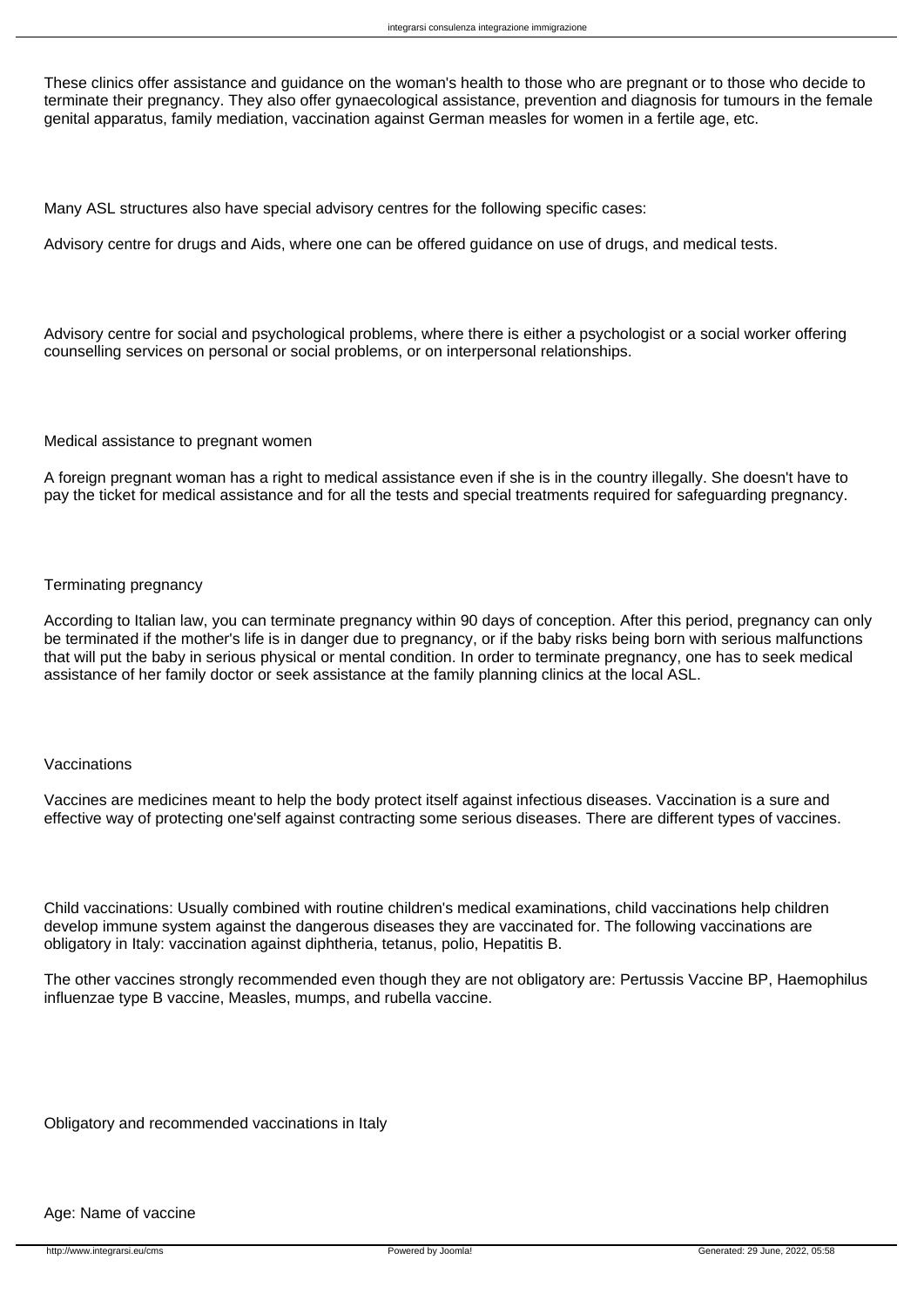These clinics offer assistance and guidance on the woman's health to those who are pregnant or to those who decide to terminate their pregnancy. They also offer gynaecological assistance, prevention and diagnosis for tumours in the female genital apparatus, family mediation, vaccination against German measles for women in a fertile age, etc.

Many ASL structures also have special advisory centres for the following specific cases:

Advisory centre for drugs and Aids, where one can be offered guidance on use of drugs, and medical tests.

Advisory centre for social and psychological problems, where there is either a psychologist or a social worker offering counselling services on personal or social problems, or on interpersonal relationships.

Medical assistance to pregnant women

A foreign pregnant woman has a right to medical assistance even if she is in the country illegally. She doesn't have to pay the ticket for medical assistance and for all the tests and special treatments required for safeguarding pregnancy.

Terminating pregnancy

According to Italian law, you can terminate pregnancy within 90 days of conception. After this period, pregnancy can only be terminated if the mother's life is in danger due to pregnancy, or if the baby risks being born with serious malfunctions that will put the baby in serious physical or mental condition. In order to terminate pregnancy, one has to seek medical assistance of her family doctor or seek assistance at the family planning clinics at the local ASL.

Vaccinations

Vaccines are medicines meant to help the body protect itself against infectious diseases. Vaccination is a sure and effective way of protecting one'self against contracting some serious diseases. There are different types of vaccines.

Child vaccinations: Usually combined with routine children's medical examinations, child vaccinations help children develop immune system against the dangerous diseases they are vaccinated for. The following vaccinations are obligatory in Italy: vaccination against diphtheria, tetanus, polio, Hepatitis B.

The other vaccines strongly recommended even though they are not obligatory are: Pertussis Vaccine BP, Haemophilus influenzae type B vaccine, Measles, mumps, and rubella vaccine.

Obligatory and recommended vaccinations in Italy

Age: Name of vaccine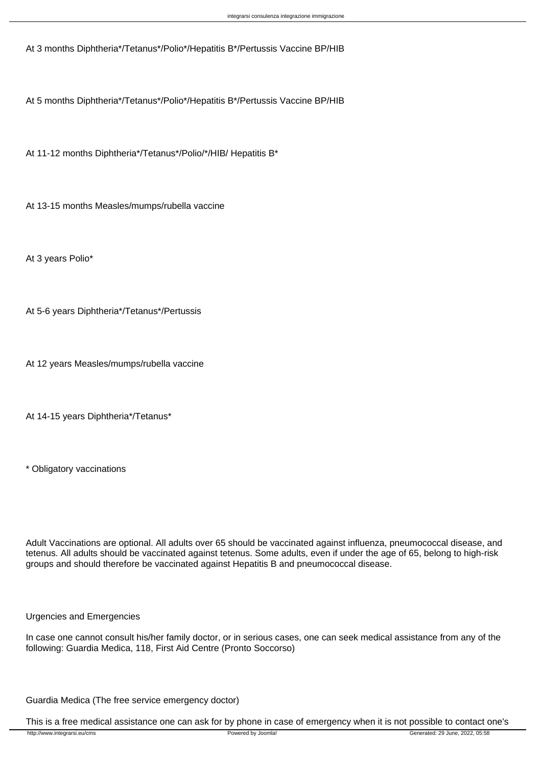At 3 months Diphtheria*/Tetanus*/Polio*/Hepatitis B*/Pertussis Vaccine BP/HIB

At 5 months Diphtheria*/Tetanus*/Polio*/Hepatitis B*/Pertussis Vaccine BP/HIB

At 11-12 months Diphtheria*/Tetanus*/Polio/*/HIB/ Hepatitis B*

At 13-15 months Measles/mumps/rubella vaccine

At 3 years Polio*

At 5-6 years Diphtheria*/Tetanus*/Pertussis

At 12 years Measles/mumps/rubella vaccine

At 14-15 years Diphtheria*/Tetanus*

* Obligatory vaccinations

Adult Vaccinations are optional. All adults over 65 should be vaccinated against influenza, pneumococcal disease, and tetenus. All adults should be vaccinated against tetenus. Some adults, even if under the age of 65, belong to high-risk groups and should therefore be vaccinated against Hepatitis B and pneumococcal disease.

Urgencies and Emergencies

In case one cannot consult his/her family doctor, or in serious cases, one can seek medical assistance from any of the following: Guardia Medica, 118, First Aid Centre (Pronto Soccorso)

Guardia Medica (The free service emergency doctor)

This is a free medical assistance one can ask for by phone in case of emergency when it is not possible to contact one's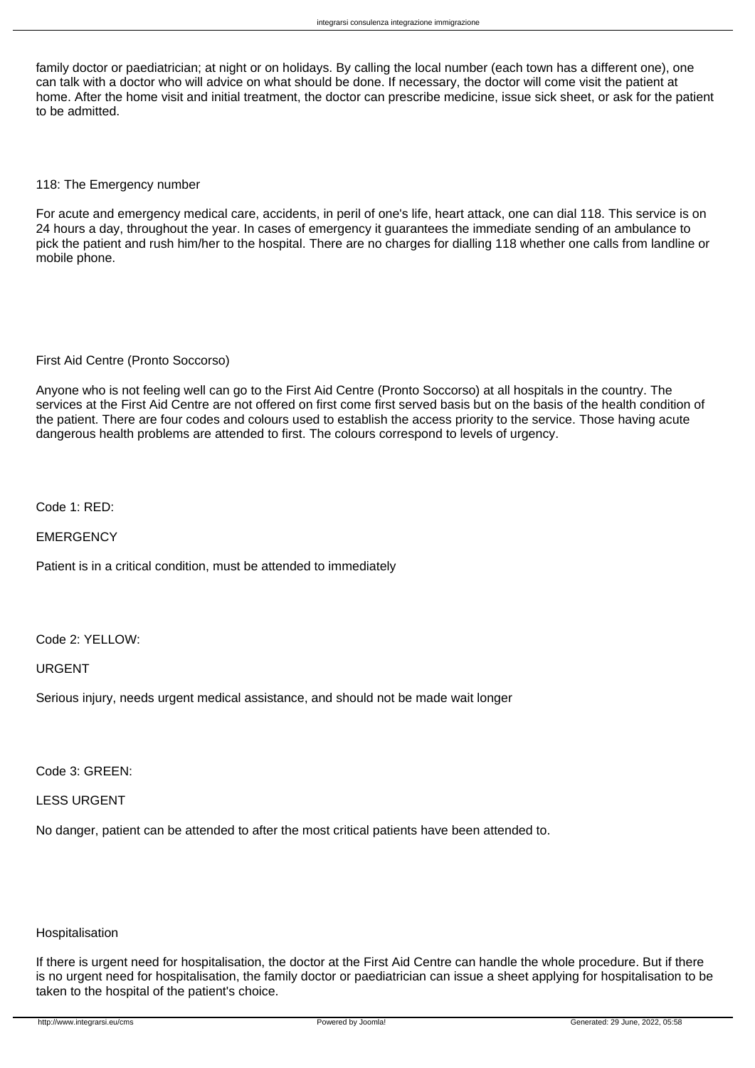family doctor or paediatrician; at night or on holidays. By calling the local number (each town has a different one), one can talk with a doctor who will advice on what should be done. If necessary, the doctor will come visit the patient at home. After the home visit and initial treatment, the doctor can prescribe medicine, issue sick sheet, or ask for the patient to be admitted.

118: The Emergency number

For acute and emergency medical care, accidents, in peril of one's life, heart attack, one can dial 118. This service is on 24 hours a day, throughout the year. In cases of emergency it guarantees the immediate sending of an ambulance to pick the patient and rush him/her to the hospital. There are no charges for dialling 118 whether one calls from landline or mobile phone.

First Aid Centre (Pronto Soccorso)

Anyone who is not feeling well can go to the First Aid Centre (Pronto Soccorso) at all hospitals in the country. The services at the First Aid Centre are not offered on first come first served basis but on the basis of the health condition of the patient. There are four codes and colours used to establish the access priority to the service. Those having acute dangerous health problems are attended to first. The colours correspond to levels of urgency.

Code 1: RED:

EMERGENCY

Patient is in a critical condition, must be attended to immediately

Code 2: YELLOW:

URGENT

Serious injury, needs urgent medical assistance, and should not be made wait longer

Code 3: GREEN:

LESS URGENT

No danger, patient can be attended to after the most critical patients have been attended to.

Hospitalisation

If there is urgent need for hospitalisation, the doctor at the First Aid Centre can handle the whole procedure. But if there is no urgent need for hospitalisation, the family doctor or paediatrician can issue a sheet applying for hospitalisation to be taken to the hospital of the patient's choice.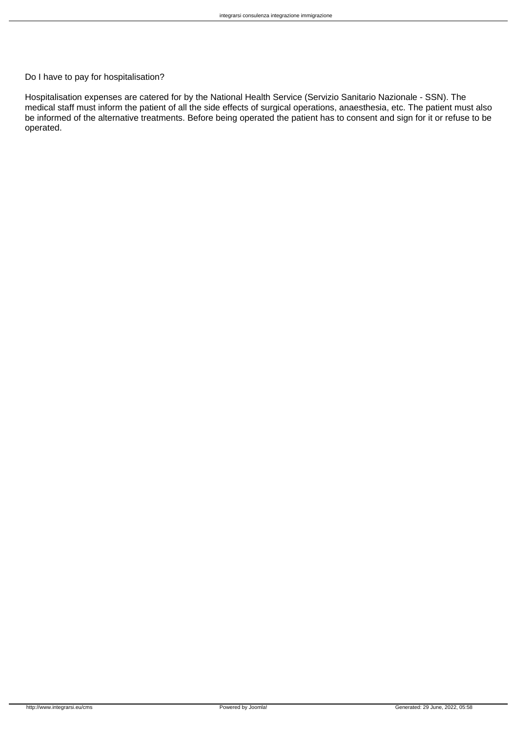Do I have to pay for hospitalisation?

Hospitalisation expenses are catered for by the National Health Service (Servizio Sanitario Nazionale - SSN). The medical staff must inform the patient of all the side effects of surgical operations, anaesthesia, etc. The patient must also be informed of the alternative treatments. Before being operated the patient has to consent and sign for it or refuse to be operated.